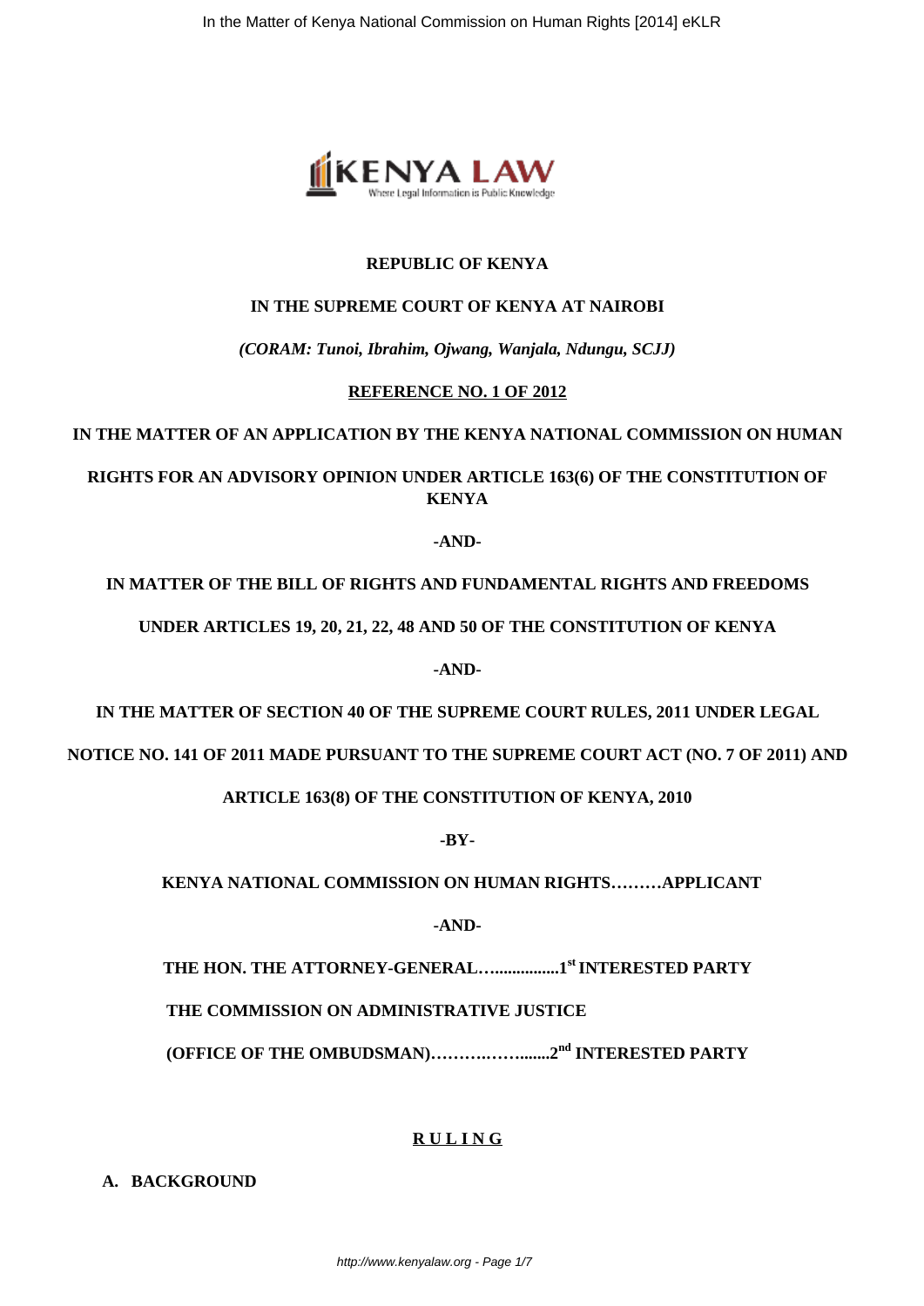**REPUBLIC OF KENYA**

**IN THE SUPREME COURT OF KENYA AT NAIROBI**

***(CORAM: Tunoi, Ibrahim, Ojwang, Wanjala, Ndungu, SCJJ)***

**REFERENCE NO. 1 OF 2012**

**IN THE MATTER OF AN APPLICATION BY THE KENYA NATIONAL COMMISSION ON HUMAN RIGHTS FOR AN ADVISORY OPINION UNDER ARTICLE 163(6) OF THE CONSTITUTION OF KENYA**

**-AND-**

**IN MATTER OF THE BILL OF RIGHTS AND FUNDAMENTAL RIGHTS AND FREEDOMS UNDER ARTICLES 19, 20, 21, 22, 48 AND 50 OF THE CONSTITUTION OF KENYA**

**-AND-**

**IN THE MATTER OF SECTION 40 OF THE SUPREME COURT RULES, 2011 UNDER LEGAL NOTICE NO. 141 OF 2011 MADE PURSUANT TO THE SUPREME COURT ACT (NO. 7 OF 2011) AND ARTICLE 163(8) OF THE CONSTITUTION OF KENYA, 2010**

**-BY-**

**KENYA NATIONAL COMMISSION ON HUMAN RIGHTS………APPLICANT**

**-AND-**

**THE HON. THE ATTORNEY-GENERAL…...............1st INTERESTED PARTY**

**THE COMMISSION ON ADMINISTRATIVE JUSTICE**

**(OFFICE OF THE OMBUDSMAN)……….……........2nd INTERESTED PARTY**

**RULING**

## A. BACKGROUND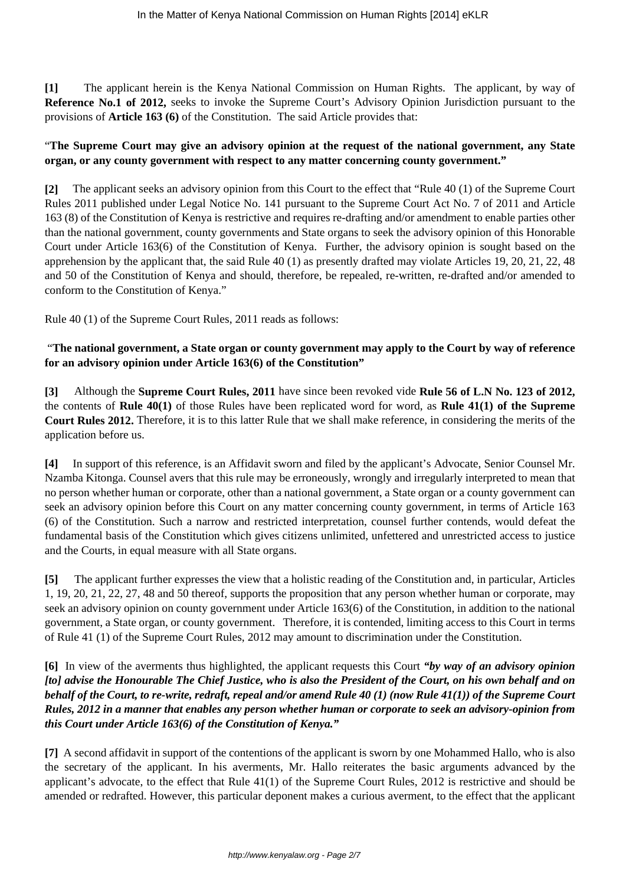**[1]** The applicant herein is the Kenya National Commission on Human Rights. The applicant, by way of **Reference No.1 of 2012,** seeks to invoke the Supreme Court's Advisory Opinion Jurisdiction pursuant to the provisions of **Article 163 (6)** of the Constitution. The said Article provides that:

"**The Supreme Court may give an advisory opinion at the request of the national government, any State organ, or any county government with respect to any matter concerning county government."**

**[2]** The applicant seeks an advisory opinion from this Court to the effect that "Rule 40 (1) of the Supreme Court Rules 2011 published under Legal Notice No. 141 pursuant to the Supreme Court Act No. 7 of 2011 and Article 163 (8) of the Constitution of Kenya is restrictive and requires re-drafting and/or amendment to enable parties other than the national government, county governments and State organs to seek the advisory opinion of this Honorable Court under Article 163(6) of the Constitution of Kenya. Further, the advisory opinion is sought based on the apprehension by the applicant that, the said Rule 40 (1) as presently drafted may violate Articles 19, 20, 21, 22, 48 and 50 of the Constitution of Kenya and should, therefore, be repealed, re-written, re-drafted and/or amended to conform to the Constitution of Kenya."

Rule 40 (1) of the Supreme Court Rules, 2011 reads as follows:

"**The national government, a State organ or county government may apply to the Court by way of reference for an advisory opinion under Article 163(6) of the Constitution"**

**[3]** Although the **Supreme Court Rules, 2011** have since been revoked vide **Rule 56 of L.N No. 123 of 2012,** the contents of **Rule 40(1)** of those Rules have been replicated word for word, as **Rule 41(1) of the Supreme Court Rules 2012.** Therefore, it is to this latter Rule that we shall make reference, in considering the merits of the application before us.

**[4]** In support of this reference, is an Affidavit sworn and filed by the applicant's Advocate, Senior Counsel Mr. Nzamba Kitonga. Counsel avers that this rule may be erroneously, wrongly and irregularly interpreted to mean that no person whether human or corporate, other than a national government, a State organ or a county government can seek an advisory opinion before this Court on any matter concerning county government, in terms of Article 163 (6) of the Constitution. Such a narrow and restricted interpretation, counsel further contends, would defeat the fundamental basis of the Constitution which gives citizens unlimited, unfettered and unrestricted access to justice and the Courts, in equal measure with all State organs.

**[5]** The applicant further expresses the view that a holistic reading of the Constitution and, in particular, Articles 1, 19, 20, 21, 22, 27, 48 and 50 thereof, supports the proposition that any person whether human or corporate, may seek an advisory opinion on county government under Article 163(6) of the Constitution, in addition to the national government, a State organ, or county government. Therefore, it is contended, limiting access to this Court in terms of Rule 41 (1) of the Supreme Court Rules, 2012 may amount to discrimination under the Constitution.

**[6]** In view of the averments thus highlighted, the applicant requests this Court ***"by way of an advisory opinion [to] advise the Honourable The Chief Justice, who is also the President of the Court, on his own behalf and on behalf of the Court, to re-write, redraft, repeal and/or amend Rule 40 (1) (now Rule 41(1)) of the Supreme Court Rules, 2012 in a manner that enables any person whether human or corporate to seek an advisory-opinion from this Court under Article 163(6) of the Constitution of Kenya."***

**[7]** A second affidavit in support of the contentions of the applicant is sworn by one Mohammed Hallo, who is also the secretary of the applicant. In his averments, Mr. Hallo reiterates the basic arguments advanced by the applicant's advocate, to the effect that Rule 41(1) of the Supreme Court Rules, 2012 is restrictive and should be amended or redrafted. However, this particular deponent makes a curious averment, to the effect that the applicant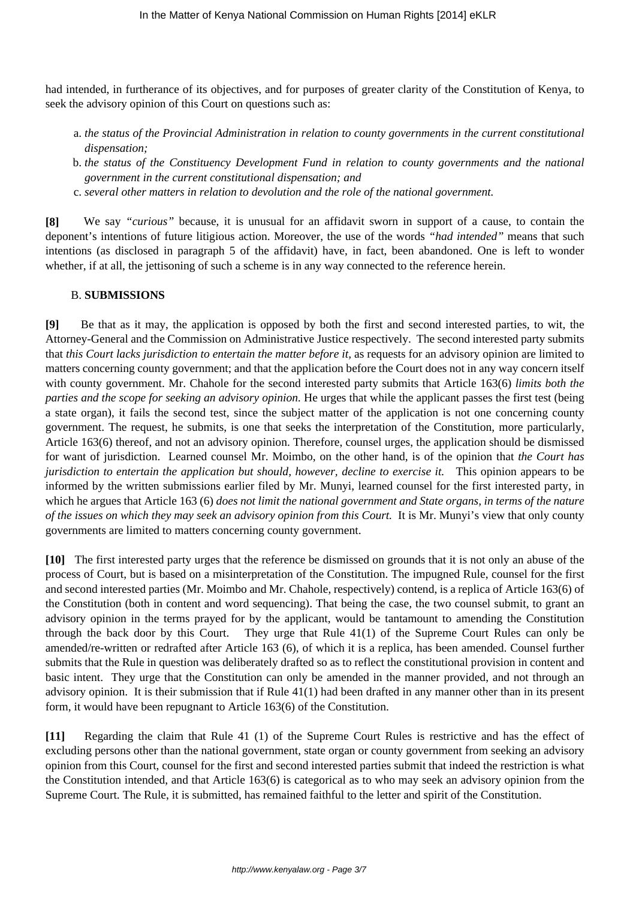had intended, in furtherance of its objectives, and for purposes of greater clarity of the Constitution of Kenya, to seek the advisory opinion of this Court on questions such as:

a. *the status of the Provincial Administration in relation to county governments in the current constitutional dispensation;*
b. *the status of the Constituency Development Fund in relation to county governments and the national government in the current constitutional dispensation; and*
c. *several other matters in relation to devolution and the role of the national government.*

**[8]** We say *"curious"* because, it is unusual for an affidavit sworn in support of a cause, to contain the deponent's intentions of future litigious action. Moreover, the use of the words *"had intended"* means that such intentions (as disclosed in paragraph 5 of the affidavit) have, in fact, been abandoned. One is left to wonder whether, if at all, the jettisoning of such a scheme is in any way connected to the reference herein.

### B. **SUBMISSIONS**

**[9]** Be that as it may, the application is opposed by both the first and second interested parties, to wit, the Attorney-General and the Commission on Administrative Justice respectively. The second interested party submits that *this Court lacks jurisdiction to entertain the matter before it*, as requests for an advisory opinion are limited to matters concerning county government; and that the application before the Court does not in any way concern itself with county government. Mr. Chahole for the second interested party submits that Article 163(6) *limits both the parties and the scope for seeking an advisory opinion*. He urges that while the applicant passes the first test (being a state organ), it fails the second test, since the subject matter of the application is not one concerning county government. The request, he submits, is one that seeks the interpretation of the Constitution, more particularly, Article 163(6) thereof, and not an advisory opinion. Therefore, counsel urges, the application should be dismissed for want of jurisdiction. Learned counsel Mr. Moimbo, on the other hand, is of the opinion that *the Court has jurisdiction to entertain the application but should, however, decline to exercise it.* This opinion appears to be informed by the written submissions earlier filed by Mr. Munyi, learned counsel for the first interested party, in which he argues that Article 163 (6) *does not limit the national government and State organs, in terms of the nature of the issues on which they may seek an advisory opinion from this Court.* It is Mr. Munyi's view that only county governments are limited to matters concerning county government.

**[10]** The first interested party urges that the reference be dismissed on grounds that it is not only an abuse of the process of Court, but is based on a misinterpretation of the Constitution. The impugned Rule, counsel for the first and second interested parties (Mr. Moimbo and Mr. Chahole, respectively) contend, is a replica of Article 163(6) of the Constitution (both in content and word sequencing). That being the case, the two counsel submit, to grant an advisory opinion in the terms prayed for by the applicant, would be tantamount to amending the Constitution through the back door by this Court. They urge that Rule 41(1) of the Supreme Court Rules can only be amended/re-written or redrafted after Article 163 (6), of which it is a replica, has been amended. Counsel further submits that the Rule in question was deliberately drafted so as to reflect the constitutional provision in content and basic intent. They urge that the Constitution can only be amended in the manner provided, and not through an advisory opinion. It is their submission that if Rule 41(1) had been drafted in any manner other than in its present form, it would have been repugnant to Article 163(6) of the Constitution.

**[11]** Regarding the claim that Rule 41 (1) of the Supreme Court Rules is restrictive and has the effect of excluding persons other than the national government, state organ or county government from seeking an advisory opinion from this Court, counsel for the first and second interested parties submit that indeed the restriction is what the Constitution intended, and that Article 163(6) is categorical as to who may seek an advisory opinion from the Supreme Court. The Rule, it is submitted, has remained faithful to the letter and spirit of the Constitution.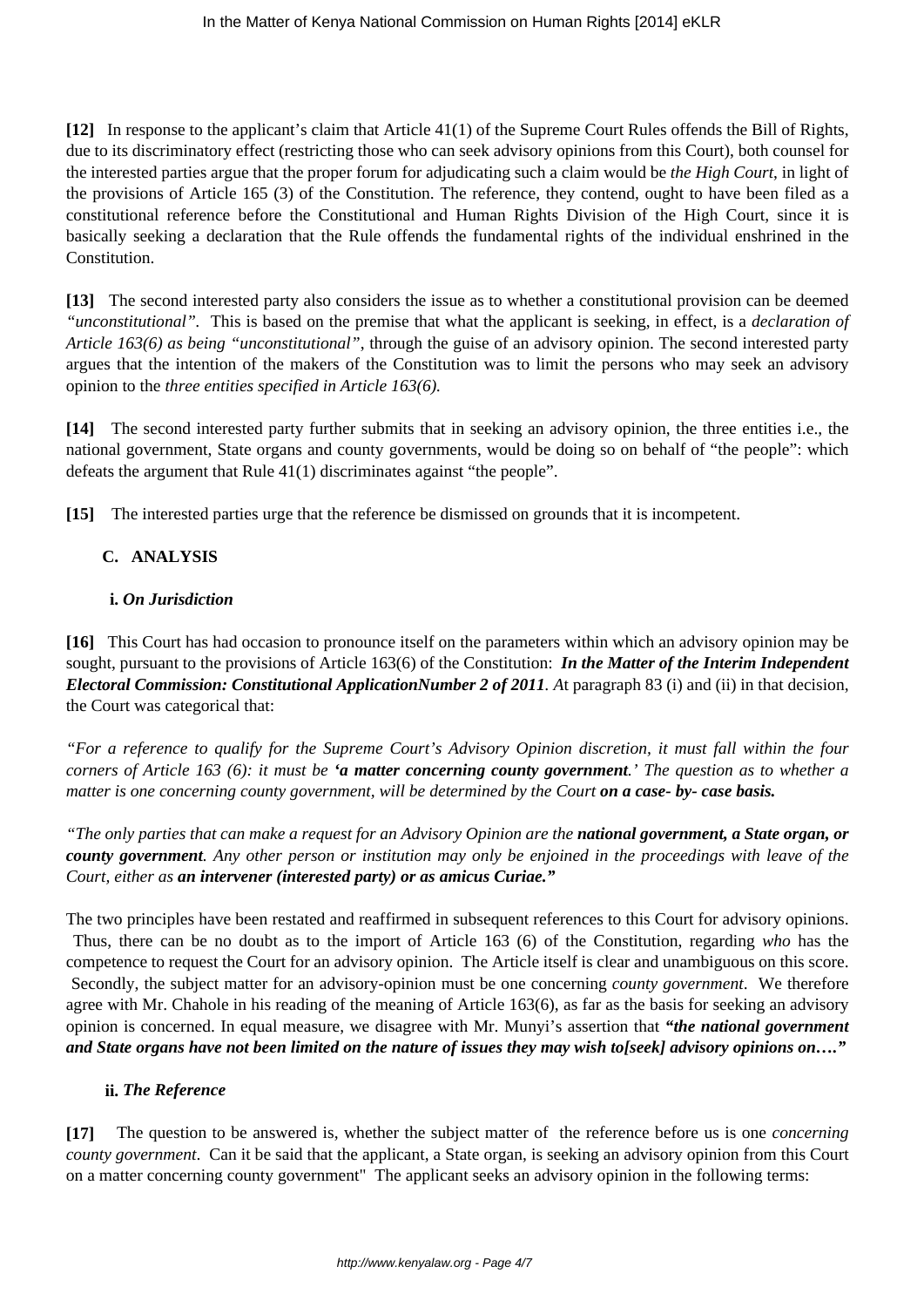**[12]** In response to the applicant's claim that Article 41(1) of the Supreme Court Rules offends the Bill of Rights, due to its discriminatory effect (restricting those who can seek advisory opinions from this Court), both counsel for the interested parties argue that the proper forum for adjudicating such a claim would be *the High Court*, in light of the provisions of Article 165 (3) of the Constitution. The reference, they contend, ought to have been filed as a constitutional reference before the Constitutional and Human Rights Division of the High Court, since it is basically seeking a declaration that the Rule offends the fundamental rights of the individual enshrined in the Constitution.

**[13]** The second interested party also considers the issue as to whether a constitutional provision can be deemed *"unconstitutional"*. This is based on the premise that what the applicant is seeking, in effect, is a *declaration of Article 163(6) as being "unconstitutional"*, through the guise of an advisory opinion. The second interested party argues that the intention of the makers of the Constitution was to limit the persons who may seek an advisory opinion to the *three entities specified in Article 163(6).*

**[14]** The second interested party further submits that in seeking an advisory opinion, the three entities i.e., the national government, State organs and county governments, would be doing so on behalf of "the people": which defeats the argument that Rule 41(1) discriminates against "the people".

**[15]** The interested parties urge that the reference be dismissed on grounds that it is incompetent.

## C. ANALYSIS

### i. *On Jurisdiction*

**[16]** This Court has had occasion to pronounce itself on the parameters within which an advisory opinion may be sought, pursuant to the provisions of Article 163(6) of the Constitution: ***In the Matter of the Interim Independent Electoral Commission: Constitutional ApplicationNumber 2 of 2011****. A*t paragraph 83 (i) and (ii) in that decision, the Court was categorical that:

*"For a reference to qualify for the Supreme Court's Advisory Opinion discretion, it must fall within the four corners of Article 163 (6): it must be **'a matter concerning county government**.' The question as to whether a matter is one concerning county government, will be determined by the Court **on a case- by- case basis.***

*"The only parties that can make a request for an Advisory Opinion are the **national government, a State organ, or county government**. Any other person or institution may only be enjoined in the proceedings with leave of the Court, either as **an intervener (interested party) or as amicus Curiae."***

The two principles have been restated and reaffirmed in subsequent references to this Court for advisory opinions. Thus, there can be no doubt as to the import of Article 163 (6) of the Constitution, regarding *who* has the competence to request the Court for an advisory opinion. The Article itself is clear and unambiguous on this score. Secondly, the subject matter for an advisory-opinion must be one concerning *county government*. We therefore agree with Mr. Chahole in his reading of the meaning of Article 163(6), as far as the basis for seeking an advisory opinion is concerned. In equal measure, we disagree with Mr. Munyi's assertion that ***"the national government and State organs have not been limited on the nature of issues they may wish to[seek] advisory opinions on…."***

### ii. *The Reference*

**[17]** The question to be answered is, whether the subject matter of the reference before us is one *concerning county government*. Can it be said that the applicant, a State organ, is seeking an advisory opinion from this Court on a matter concerning county government" The applicant seeks an advisory opinion in the following terms: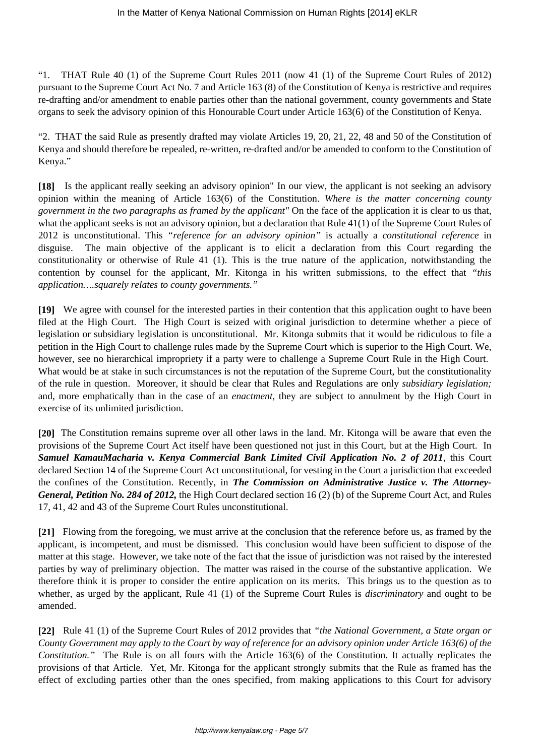"1. THAT Rule 40 (1) of the Supreme Court Rules 2011 (now 41 (1) of the Supreme Court Rules of 2012) pursuant to the Supreme Court Act No. 7 and Article 163 (8) of the Constitution of Kenya is restrictive and requires re-drafting and/or amendment to enable parties other than the national government, county governments and State organs to seek the advisory opinion of this Honourable Court under Article 163(6) of the Constitution of Kenya.

"2. THAT the said Rule as presently drafted may violate Articles 19, 20, 21, 22, 48 and 50 of the Constitution of Kenya and should therefore be repealed, re-written, re-drafted and/or be amended to conform to the Constitution of Kenya."

**[18]** Is the applicant really seeking an advisory opinion" In our view, the applicant is not seeking an advisory opinion within the meaning of Article 163(6) of the Constitution. *Where is the matter concerning county government in the two paragraphs as framed by the applicant"* On the face of the application it is clear to us that, what the applicant seeks is not an advisory opinion, but a declaration that Rule 41(1) of the Supreme Court Rules of 2012 is unconstitutional. This *"reference for an advisory opinion"* is actually a *constitutional reference* in disguise. The main objective of the applicant is to elicit a declaration from this Court regarding the constitutionality or otherwise of Rule 41 (1). This is the true nature of the application, notwithstanding the contention by counsel for the applicant, Mr. Kitonga in his written submissions, to the effect that *"this application….squarely relates to county governments."*

**[19]** We agree with counsel for the interested parties in their contention that this application ought to have been filed at the High Court. The High Court is seized with original jurisdiction to determine whether a piece of legislation or subsidiary legislation is unconstitutional. Mr. Kitonga submits that it would be ridiculous to file a petition in the High Court to challenge rules made by the Supreme Court which is superior to the High Court. We, however, see no hierarchical impropriety if a party were to challenge a Supreme Court Rule in the High Court. What would be at stake in such circumstances is not the reputation of the Supreme Court, but the constitutionality of the rule in question. Moreover, it should be clear that Rules and Regulations are only *subsidiary legislation;* and, more emphatically than in the case of an *enactment,* they are subject to annulment by the High Court in exercise of its unlimited jurisdiction.

**[20]** The Constitution remains supreme over all other laws in the land. Mr. Kitonga will be aware that even the provisions of the Supreme Court Act itself have been questioned not just in this Court, but at the High Court. In ***Samuel KamauMacharia v. Kenya Commercial Bank Limited Civil Application No. 2 of 2011***, this Court declared Section 14 of the Supreme Court Act unconstitutional, for vesting in the Court a jurisdiction that exceeded the confines of the Constitution. Recently, in ***The Commission on Administrative Justice v. The Attorney-General, Petition No. 284 of 2012,*** the High Court declared section 16 (2) (b) of the Supreme Court Act, and Rules 17, 41, 42 and 43 of the Supreme Court Rules unconstitutional.

**[21]** Flowing from the foregoing, we must arrive at the conclusion that the reference before us, as framed by the applicant, is incompetent, and must be dismissed. This conclusion would have been sufficient to dispose of the matter at this stage. However, we take note of the fact that the issue of jurisdiction was not raised by the interested parties by way of preliminary objection. The matter was raised in the course of the substantive application. We therefore think it is proper to consider the entire application on its merits. This brings us to the question as to whether, as urged by the applicant, Rule 41 (1) of the Supreme Court Rules is *discriminatory* and ought to be amended.

**[22]** Rule 41 (1) of the Supreme Court Rules of 2012 provides that *"the National Government, a State organ or County Government may apply to the Court by way of reference for an advisory opinion under Article 163(6) of the Constitution."* The Rule is on all fours with the Article 163(6) of the Constitution. It actually replicates the provisions of that Article. Yet, Mr. Kitonga for the applicant strongly submits that the Rule as framed has the effect of excluding parties other than the ones specified, from making applications to this Court for advisory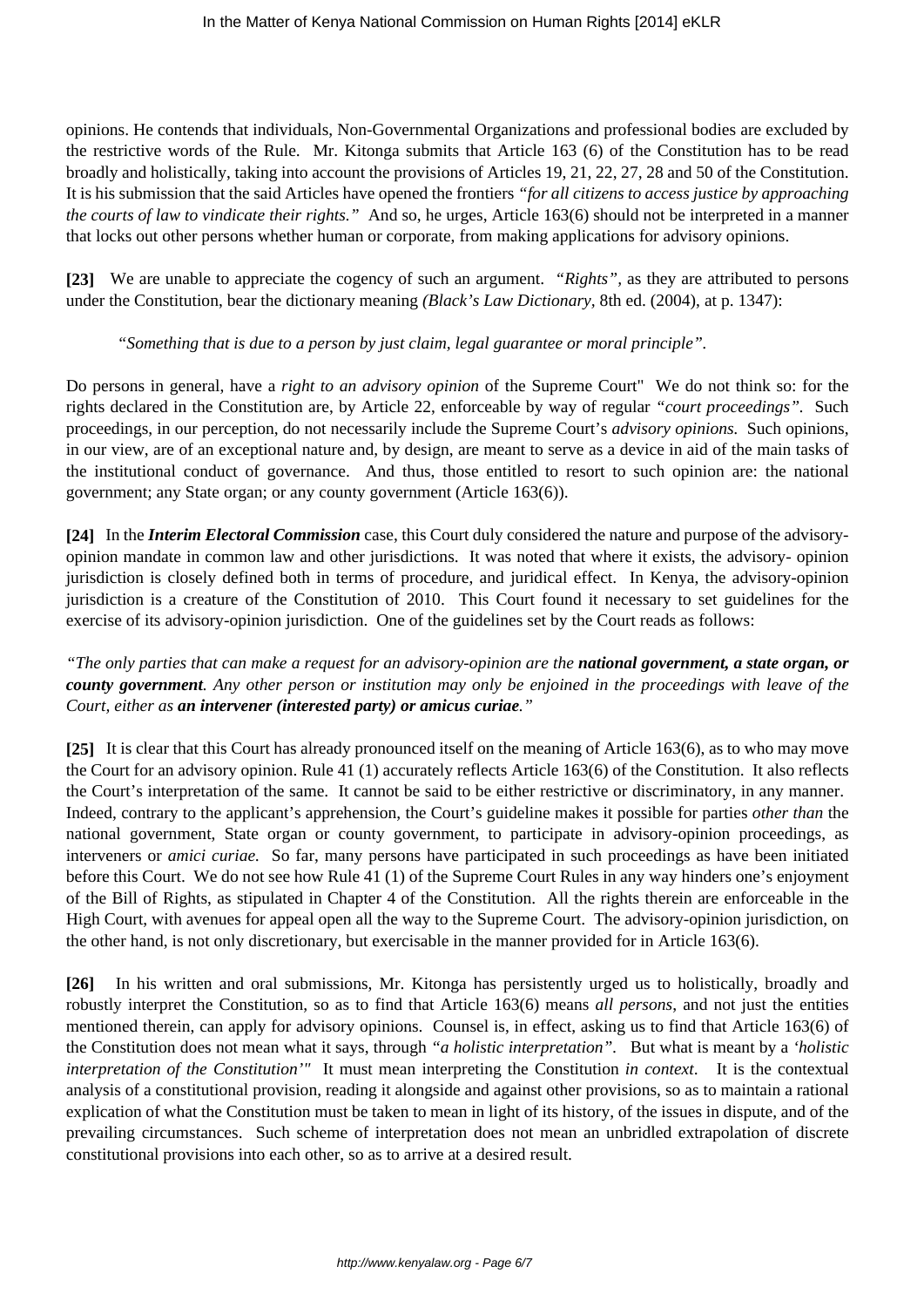opinions. He contends that individuals, Non-Governmental Organizations and professional bodies are excluded by the restrictive words of the Rule. Mr. Kitonga submits that Article 163 (6) of the Constitution has to be read broadly and holistically, taking into account the provisions of Articles 19, 21, 22, 27, 28 and 50 of the Constitution. It is his submission that the said Articles have opened the frontiers *"for all citizens to access justice by approaching the courts of law to vindicate their rights."* And so, he urges, Article 163(6) should not be interpreted in a manner that locks out other persons whether human or corporate, from making applications for advisory opinions.

**[23]** We are unable to appreciate the cogency of such an argument. *"Rights"*, as they are attributed to persons under the Constitution, bear the dictionary meaning *(Black's Law Dictionary*, 8th ed. (2004), at p. 1347):

> *"Something that is due to a person by just claim, legal guarantee or moral principle".*

Do persons in general, have a *right to an advisory opinion* of the Supreme Court" We do not think so: for the rights declared in the Constitution are, by Article 22, enforceable by way of regular *"court proceedings".* Such proceedings, in our perception, do not necessarily include the Supreme Court's *advisory opinions.* Such opinions, in our view, are of an exceptional nature and, by design, are meant to serve as a device in aid of the main tasks of the institutional conduct of governance. And thus, those entitled to resort to such opinion are: the national government; any State organ; or any county government (Article 163(6)).

**[24]** In the ***Interim Electoral Commission*** case, this Court duly considered the nature and purpose of the advisory-opinion mandate in common law and other jurisdictions. It was noted that where it exists, the advisory- opinion jurisdiction is closely defined both in terms of procedure, and juridical effect. In Kenya, the advisory-opinion jurisdiction is a creature of the Constitution of 2010. This Court found it necessary to set guidelines for the exercise of its advisory-opinion jurisdiction. One of the guidelines set by the Court reads as follows:

*"The only parties that can make a request for an advisory-opinion are the **national government, a state organ, or county government**. Any other person or institution may only be enjoined in the proceedings with leave of the Court, either as **an intervener (interested party) or amicus curiae**."*

**[25]** It is clear that this Court has already pronounced itself on the meaning of Article 163(6), as to who may move the Court for an advisory opinion. Rule 41 (1) accurately reflects Article 163(6) of the Constitution. It also reflects the Court's interpretation of the same. It cannot be said to be either restrictive or discriminatory, in any manner. Indeed, contrary to the applicant's apprehension, the Court's guideline makes it possible for parties *other than* the national government, State organ or county government, to participate in advisory-opinion proceedings, as interveners or *amici curiae.* So far, many persons have participated in such proceedings as have been initiated before this Court. We do not see how Rule 41 (1) of the Supreme Court Rules in any way hinders one's enjoyment of the Bill of Rights, as stipulated in Chapter 4 of the Constitution. All the rights therein are enforceable in the High Court, with avenues for appeal open all the way to the Supreme Court. The advisory-opinion jurisdiction, on the other hand, is not only discretionary, but exercisable in the manner provided for in Article 163(6).

**[26]** In his written and oral submissions, Mr. Kitonga has persistently urged us to holistically, broadly and robustly interpret the Constitution, so as to find that Article 163(6) means *all persons*, and not just the entities mentioned therein, can apply for advisory opinions. Counsel is, in effect, asking us to find that Article 163(6) of the Constitution does not mean what it says, through *"a holistic interpretation"*. But what is meant by a *'holistic interpretation of the Constitution'"* It must mean interpreting the Constitution *in context*. It is the contextual analysis of a constitutional provision, reading it alongside and against other provisions, so as to maintain a rational explication of what the Constitution must be taken to mean in light of its history, of the issues in dispute, and of the prevailing circumstances. Such scheme of interpretation does not mean an unbridled extrapolation of discrete constitutional provisions into each other, so as to arrive at a desired result.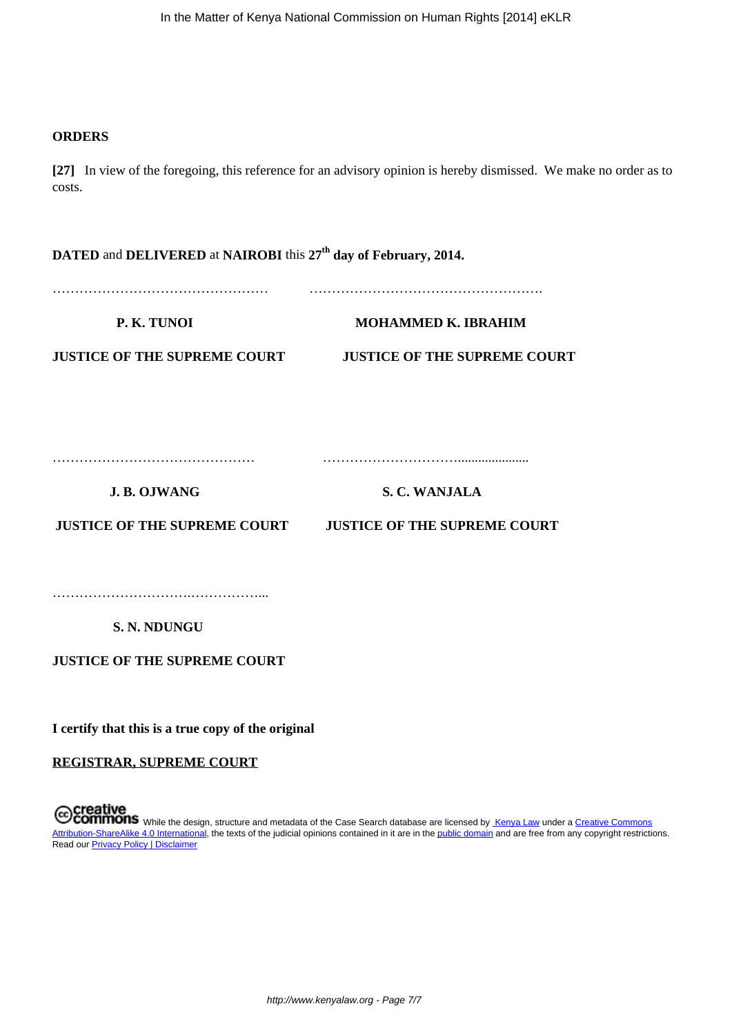**ORDERS**

**[27]** In view of the foregoing, this reference for an advisory opinion is hereby dismissed. We make no order as to costs.

**DATED** and **DELIVERED** at **NAIROBI** this **27th day of February, 2014.**

…………………………………………

**P. K. TUNOI**

**JUSTICE OF THE SUPREME COURT**

…………………………………………….

**MOHAMMED K. IBRAHIM**

**JUSTICE OF THE SUPREME COURT**

………………………………………

**J. B. OJWANG**

**JUSTICE OF THE SUPREME COURT**

…………………………......................

**S. C. WANJALA**

**JUSTICE OF THE SUPREME COURT**

………………………….……………...

**S. N. NDUNGU**

**JUSTICE OF THE SUPREME COURT**

**I certify that this is a true copy of the original**

**REGISTRAR, SUPREME COURT**

While the design, structure and metadata of the Case Search database are licensed by Kenya Law under a Creative Commons Attribution-ShareAlike 4.0 International, the texts of the judicial opinions contained in it are in the public domain and are free from any copyright restrictions. Read our Privacy Policy | Disclaimer